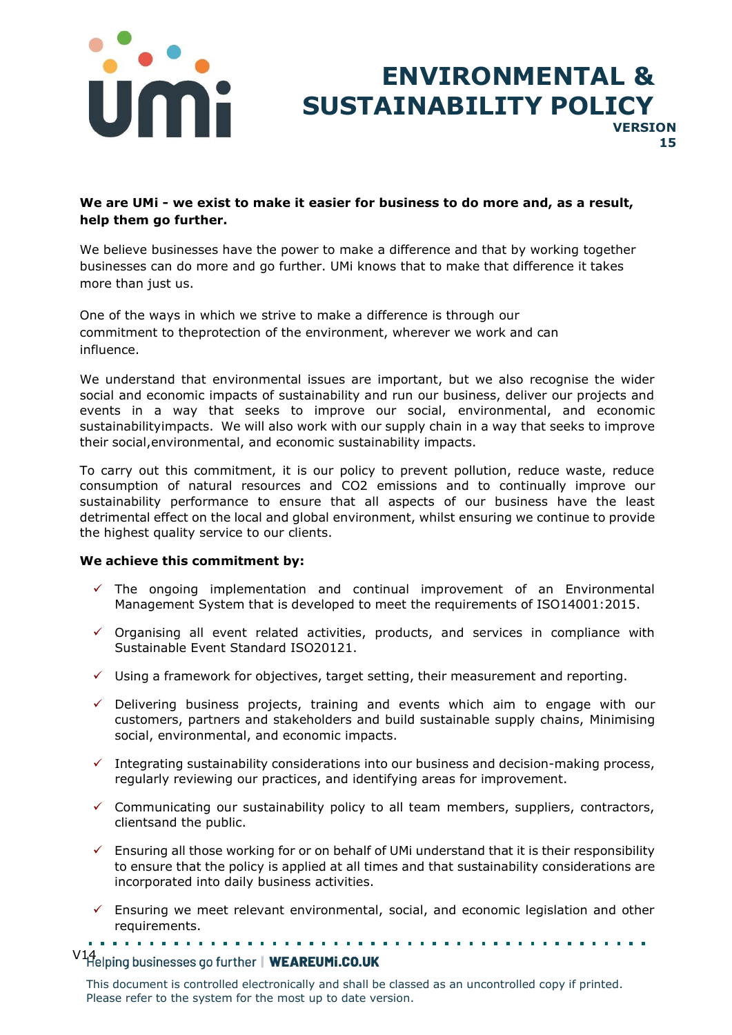# ENVIRONMENTAL & SUSTAINABILITY POLICY

**VERSION 15**

**We are UMi - we exist to make it easier for business to do more and, as a result, help them go further.**

We believe businesses have the power to make a difference and that by working together businesses can do more and go further. UMi knows that to make that difference it takes more than just us.

One of the ways in which we strive to make a difference is through our commitment to theprotection of the environment, wherever we work and can influence.

We understand that environmental issues are important, but we also recognise the wider social and economic impacts of sustainability and run our business, deliver our projects and events in a way that seeks to improve our social, environmental, and economic sustainabilityimpacts. We will also work with our supply chain in a way that seeks to improve their social,environmental, and economic sustainability impacts.

To carry out this commitment, it is our policy to prevent pollution, reduce waste, reduce consumption of natural resources and CO2 emissions and to continually improve our sustainability performance to ensure that all aspects of our business have the least detrimental effect on the local and global environment, whilst ensuring we continue to provide the highest quality service to our clients.

**We achieve this commitment by:**

- ✓ The ongoing implementation and continual improvement of an Environmental Management System that is developed to meet the requirements of ISO14001:2015.
- ✓ Organising all event related activities, products, and services in compliance with Sustainable Event Standard ISO20121.
- ✓ Using a framework for objectives, target setting, their measurement and reporting.
- ✓ Delivering business projects, training and events which aim to engage with our customers, partners and stakeholders and build sustainable supply chains, Minimising social, environmental, and economic impacts.
- ✓ Integrating sustainability considerations into our business and decision-making process, regularly reviewing our practices, and identifying areas for improvement.
- ✓ Communicating our sustainability policy to all team members, suppliers, contractors, clientsand the public.
- ✓ Ensuring all those working for or on behalf of UMi understand that it is their responsibility to ensure that the policy is applied at all times and that sustainability considerations are incorporated into daily business activities.
- ✓ Ensuring we meet relevant environmental, social, and economic legislation and other requirements.

V14

This document is controlled electronically and shall be classed as an uncontrolled copy if printed. Please refer to the system for the most up to date version.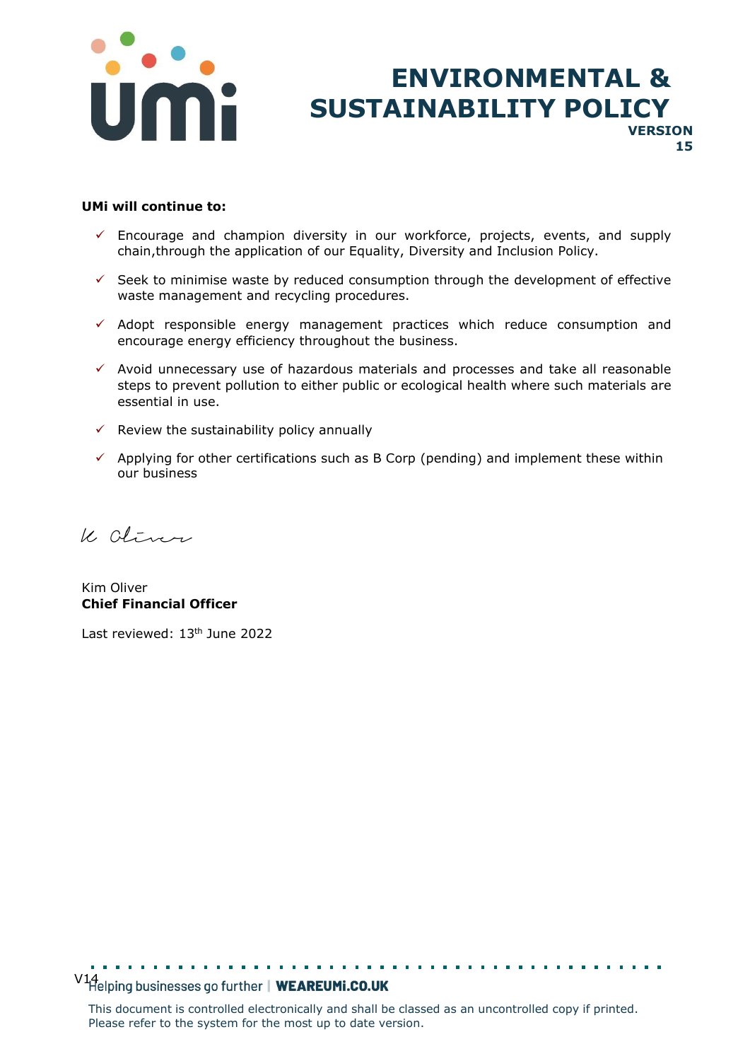**UMi will continue to:**

- ✓ Encourage and champion diversity in our workforce, projects, events, and supply chain,through the application of our Equality, Diversity and Inclusion Policy.
- ✓ Seek to minimise waste by reduced consumption through the development of effective waste management and recycling procedures.
- ✓ Adopt responsible energy management practices which reduce consumption and encourage energy efficiency throughout the business.
- ✓ Avoid unnecessary use of hazardous materials and processes and take all reasonable steps to prevent pollution to either public or ecological health where such materials are essential in use.
- ✓ Review the sustainability policy annually
- ✓ Applying for other certifications such as B Corp (pending) and implement these within our business

K Oliver

Kim Oliver
**Chief Financial Officer**

Last reviewed: 13th June 2022

V14

This document is controlled electronically and shall be classed as an uncontrolled copy if printed. Please refer to the system for the most up to date version.